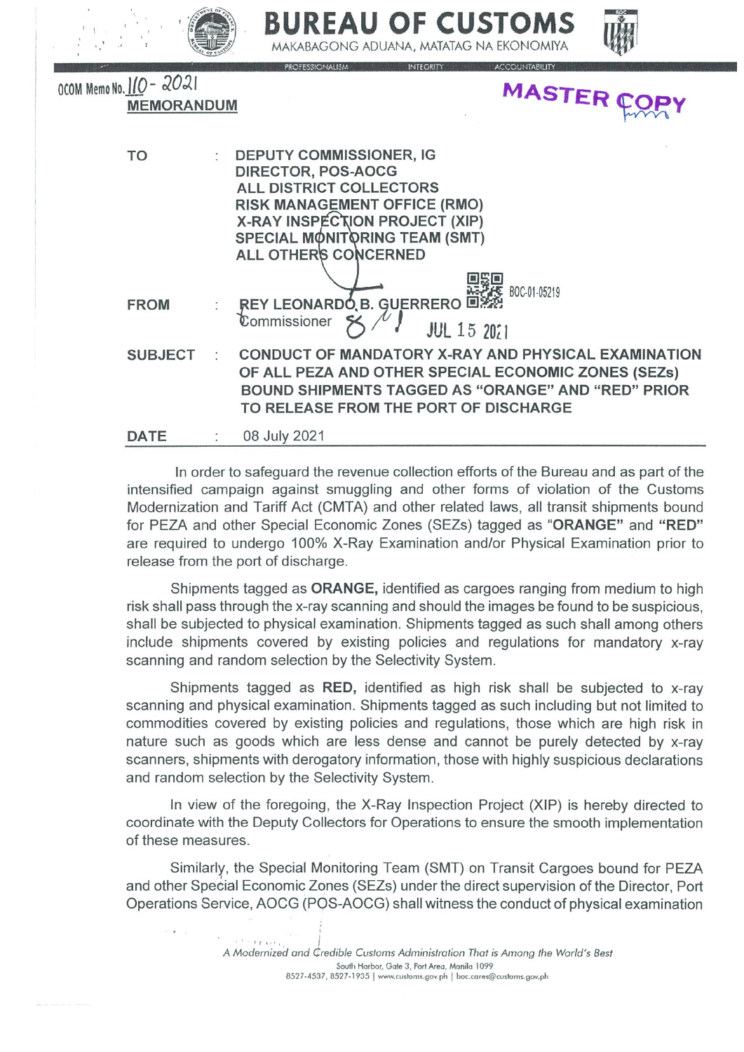# BUREAU OF CUSTOMS

MAKABAGONG ADUANA, MATATAG NA EKONOMIYA

PROFESSIONALISM INTEGRITY ACCOUNTABILITY

OCOM Memo No. 110 - 2021

**MASTER COPY**

## MEMORANDUM

| | | |
|---|---|---|
| **TO** | : | **DEPUTY COMMISSIONER, IG**<br>**DIRECTOR, POS-AOCG**<br>**ALL DISTRICT COLLECTORS**<br>**RISK MANAGEMENT OFFICE (RMO)**<br>**X-RAY INSPECTION PROJECT (XIP)**<br>**SPECIAL MONITORING TEAM (SMT)**<br>**ALL OTHERS CONCERNED** |
| **FROM** | : | **REY LEONARDO B. GUERRERO**<br>Commissioner |
| **SUBJECT** | : | **CONDUCT OF MANDATORY X-RAY AND PHYSICAL EXAMINATION OF ALL PEZA AND OTHER SPECIAL ECONOMIC ZONES (SEZs) BOUND SHIPMENTS TAGGED AS "ORANGE" AND "RED" PRIOR TO RELEASE FROM THE PORT OF DISCHARGE** |
| **DATE** | : | 08 July 2021 |

BOC-01-05219

JUL 15 2021

In order to safeguard the revenue collection efforts of the Bureau and as part of the intensified campaign against smuggling and other forms of violation of the Customs Modernization and Tariff Act (CMTA) and other related laws, all transit shipments bound for PEZA and other Special Economic Zones (SEZs) tagged as **"ORANGE"** and **"RED"** are required to undergo 100% X-Ray Examination and/or Physical Examination prior to release from the port of discharge.

Shipments tagged as **ORANGE,** identified as cargoes ranging from medium to high risk shall pass through the x-ray scanning and should the images be found to be suspicious, shall be subjected to physical examination. Shipments tagged as such shall among others include shipments covered by existing policies and regulations for mandatory x-ray scanning and random selection by the Selectivity System.

Shipments tagged as **RED,** identified as high risk shall be subjected to x-ray scanning and physical examination. Shipments tagged as such including but not limited to commodities covered by existing policies and regulations, those which are high risk in nature such as goods which are less dense and cannot be purely detected by x-ray scanners, shipments with derogatory information, those with highly suspicious declarations and random selection by the Selectivity System.

In view of the foregoing, the X-Ray Inspection Project (XIP) is hereby directed to coordinate with the Deputy Collectors for Operations to ensure the smooth implementation of these measures.

Similarly, the Special Monitoring Team (SMT) on Transit Cargoes bound for PEZA and other Special Economic Zones (SEZs) under the direct supervision of the Director, Port Operations Service, AOCG (POS-AOCG) shall witness the conduct of physical examination

*A Modernized and Credible Customs Administration That is Among the World's Best*

South Harbor, Gate 3, Port Area, Manila 1099

8527-4537, 8527-1935 | www.customs.gov.ph | boc.cares@customs.gov.ph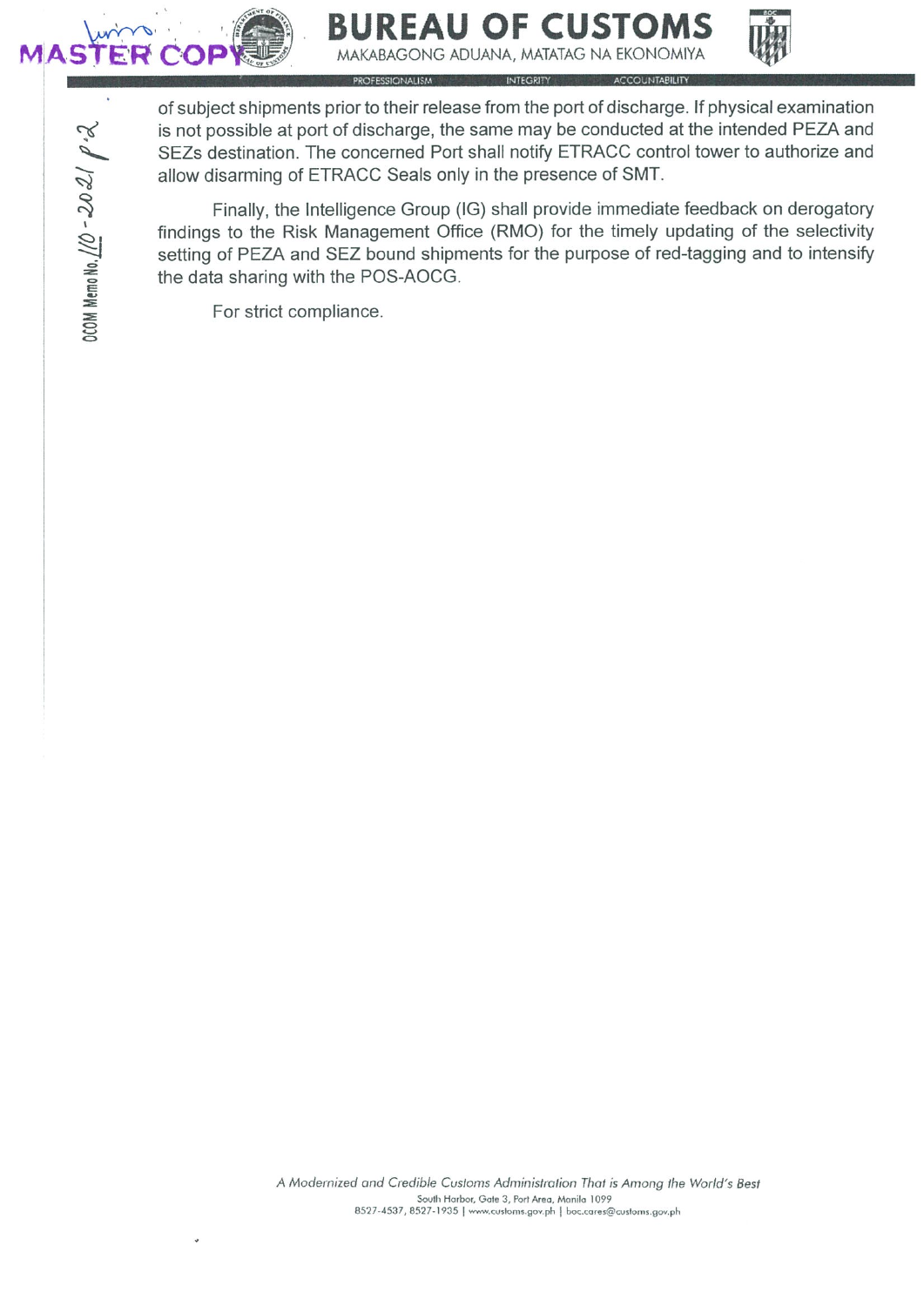of subject shipments prior to their release from the port of discharge. If physical examination is not possible at port of discharge, the same may be conducted at the intended PEZA and SEZs destination. The concerned Port shall notify ETRACC control tower to authorize and allow disarming of ETRACC Seals only in the presence of SMT.

Finally, the Intelligence Group (IG) shall provide immediate feedback on derogatory findings to the Risk Management Office (RMO) for the timely updating of the selectivity setting of PEZA and SEZ bound shipments for the purpose of red-tagging and to intensify the data sharing with the POS-AOCG.

For strict compliance.